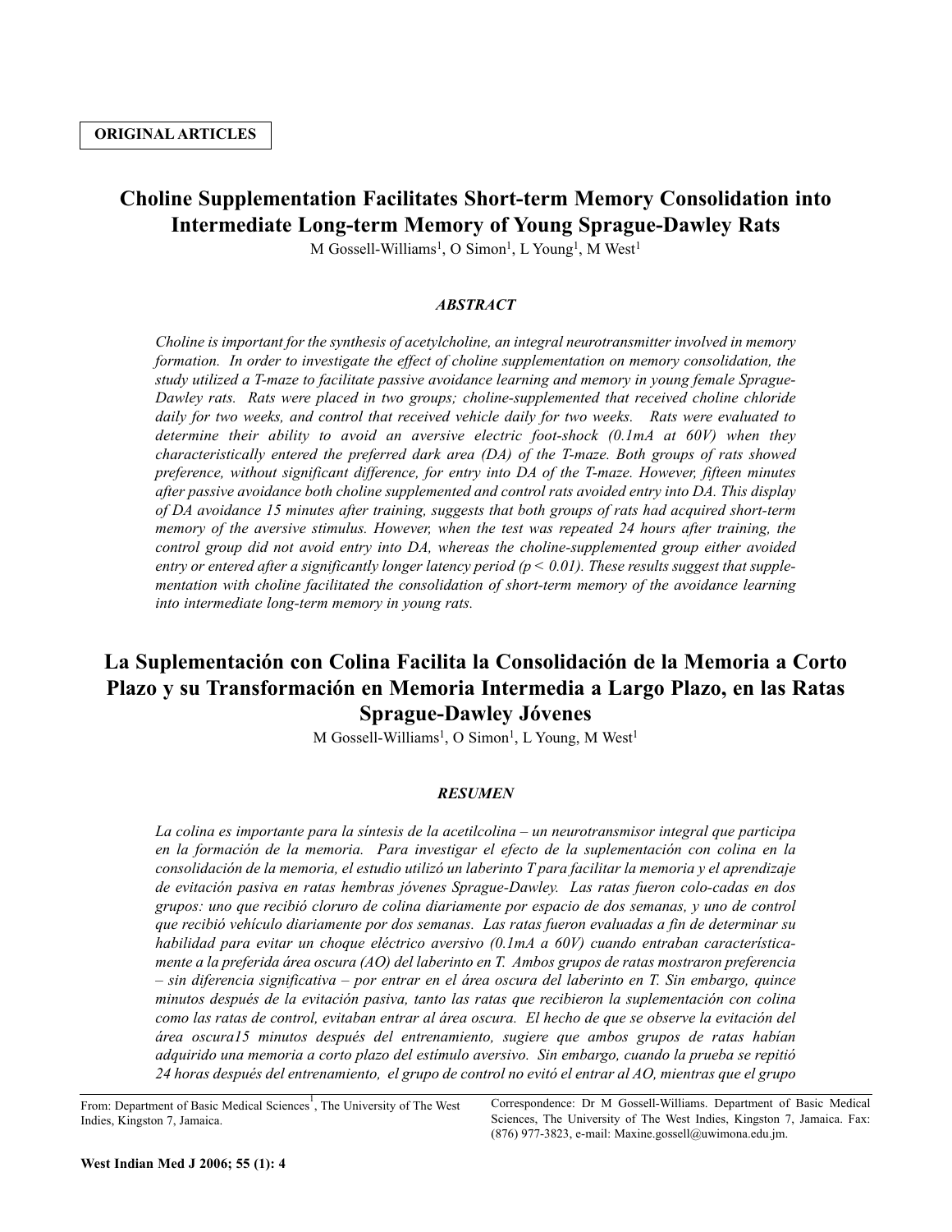**ORIGINAL ARTICLES**

# Choline Supplementation Facilitates Short-term Memory Consolidation into Intermediate Long-term Memory of Young Sprague-Dawley Rats

M Gossell-Williams[1], O Simon[1], L Young[1], M West[1]

### *ABSTRACT*

*Choline is important for the synthesis of acetylcholine, an integral neurotransmitter involved in memory formation. In order to investigate the effect of choline supplementation on memory consolidation, the study utilized a T-maze to facilitate passive avoidance learning and memory in young female Sprague-Dawley rats. Rats were placed in two groups; choline-supplemented that received choline chloride daily for two weeks, and control that received vehicle daily for two weeks. Rats were evaluated to determine their ability to avoid an aversive electric foot-shock (0.1mA at 60V) when they characteristically entered the preferred dark area (DA) of the T-maze. Both groups of rats showed preference, without significant difference, for entry into DA of the T-maze. However, fifteen minutes after passive avoidance both choline supplemented and control rats avoided entry into DA. This display of DA avoidance 15 minutes after training, suggests that both groups of rats had acquired short-term memory of the aversive stimulus. However, when the test was repeated 24 hours after training, the control group did not avoid entry into DA, whereas the choline-supplemented group either avoided entry or entered after a significantly longer latency period ($p < 0.01$). These results suggest that supplementation with choline facilitated the consolidation of short-term memory of the avoidance learning into intermediate long-term memory in young rats.*

# La Suplementación con Colina Facilita la Consolidación de la Memoria a Corto Plazo y su Transformación en Memoria Intermedia a Largo Plazo, en las Ratas Sprague-Dawley Jóvenes

M Gossell-Williams[1], O Simon[1], L Young, M West[1]

### *RESUMEN*

*La colina es importante para la síntesis de la acetilcolina – un neurotransmisor integral que participa en la formación de la memoria. Para investigar el efecto de la suplementación con colina en la consolidación de la memoria, el estudio utilizó un laberinto T para facilitar la memoria y el aprendizaje de evitación pasiva en ratas hembras jóvenes Sprague-Dawley. Las ratas fueron colo-cadas en dos grupos: uno que recibió cloruro de colina diariamente por espacio de dos semanas, y uno de control que recibió vehículo diariamente por dos semanas. Las ratas fueron evaluadas a fin de determinar su habilidad para evitar un choque eléctrico aversivo (0.1mA a 60V) cuando entraban característicamente a la preferida área oscura (AO) del laberinto en T. Ambos grupos de ratas mostraron preferencia – sin diferencia significativa – por entrar en el área oscura del laberinto en T. Sin embargo, quince minutos después de la evitación pasiva, tanto las ratas que recibieron la suplementación con colina como las ratas de control, evitaban entrar al área oscura. El hecho de que se observe la evitación del área oscura15 minutos después del entrenamiento, sugiere que ambos grupos de ratas habían adquirido una memoria a corto plazo del estímulo aversivo. Sin embargo, cuando la prueba se repitió 24 horas después del entrenamiento, el grupo de control no evitó el entrar al AO, mientras que el grupo*

From: Department of Basic Medical Sciences[1], The University of The West Indies, Kingston 7, Jamaica.

Correspondence: Dr M Gossell-Williams. Department of Basic Medical Sciences, The University of The West Indies, Kingston 7, Jamaica. Fax: (876) 977-3823, e-mail: Maxine.gossell@uwimona.edu.jm.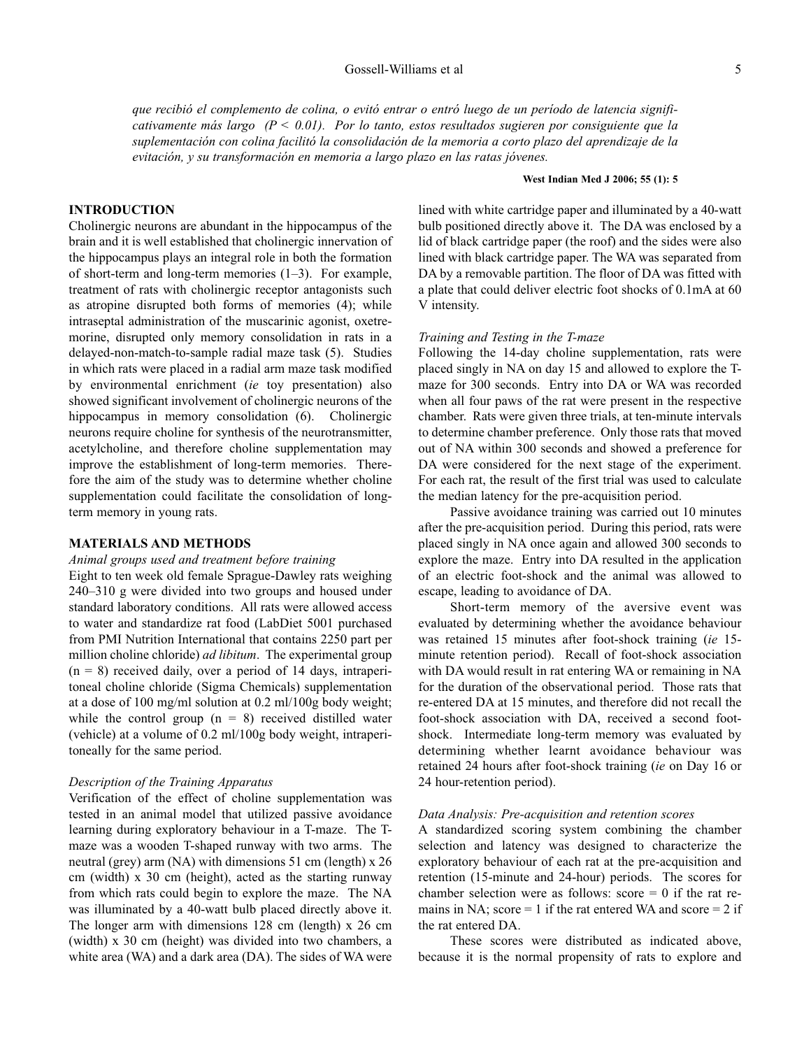*que recibió el complemento de colina, o evitó entrar o entró luego de un período de latencia significativamente más largo (P < 0.01). Por lo tanto, estos resultados sugieren por consiguiente que la suplementación con colina facilitó la consolidación de la memoria a corto plazo del aprendizaje de la evitación, y su transformación en memoria a largo plazo en las ratas jóvenes.*

## INTRODUCTION

Cholinergic neurons are abundant in the hippocampus of the brain and it is well established that cholinergic innervation of the hippocampus plays an integral role in both the formation of short-term and long-term memories (1–3). For example, treatment of rats with cholinergic receptor antagonists such as atropine disrupted both forms of memories (4); while intraseptal administration of the muscarinic agonist, oxetremorine, disrupted only memory consolidation in rats in a delayed-non-match-to-sample radial maze task (5). Studies in which rats were placed in a radial arm maze task modified by environmental enrichment (*ie* toy presentation) also showed significant involvement of cholinergic neurons of the hippocampus in memory consolidation (6). Cholinergic neurons require choline for synthesis of the neurotransmitter, acetylcholine, and therefore choline supplementation may improve the establishment of long-term memories. Therefore the aim of the study was to determine whether choline supplementation could facilitate the consolidation of long-term memory in young rats.

## MATERIALS AND METHODS

### *Animal groups used and treatment before training*

Eight to ten week old female Sprague-Dawley rats weighing 240–310 g were divided into two groups and housed under standard laboratory conditions. All rats were allowed access to water and standardize rat food (LabDiet 5001 purchased from PMI Nutrition International that contains 2250 part per million choline chloride) *ad libitum*. The experimental group (n = 8) received daily, over a period of 14 days, intraperitoneal choline chloride (Sigma Chemicals) supplementation at a dose of 100 mg/ml solution at 0.2 ml/100g body weight; while the control group (n = 8) received distilled water (vehicle) at a volume of 0.2 ml/100g body weight, intraperitoneally for the same period.

### *Description of the Training Apparatus*

Verification of the effect of choline supplementation was tested in an animal model that utilized passive avoidance learning during exploratory behaviour in a T-maze. The T-maze was a wooden T-shaped runway with two arms. The neutral (grey) arm (NA) with dimensions 51 cm (length) x 26 cm (width) x 30 cm (height), acted as the starting runway from which rats could begin to explore the maze. The NA was illuminated by a 40-watt bulb placed directly above it. The longer arm with dimensions 128 cm (length) x 26 cm (width) x 30 cm (height) was divided into two chambers, a white area (WA) and a dark area (DA). The sides of WA were lined with white cartridge paper and illuminated by a 40-watt bulb positioned directly above it. The DA was enclosed by a lid of black cartridge paper (the roof) and the sides were also lined with black cartridge paper. The WA was separated from DA by a removable partition. The floor of DA was fitted with a plate that could deliver electric foot shocks of 0.1mA at 60 V intensity.

### *Training and Testing in the T-maze*

Following the 14-day choline supplementation, rats were placed singly in NA on day 15 and allowed to explore the T-maze for 300 seconds. Entry into DA or WA was recorded when all four paws of the rat were present in the respective chamber. Rats were given three trials, at ten-minute intervals to determine chamber preference. Only those rats that moved out of NA within 300 seconds and showed a preference for DA were considered for the next stage of the experiment. For each rat, the result of the first trial was used to calculate the median latency for the pre-acquisition period.

Passive avoidance training was carried out 10 minutes after the pre-acquisition period. During this period, rats were placed singly in NA once again and allowed 300 seconds to explore the maze. Entry into DA resulted in the application of an electric foot-shock and the animal was allowed to escape, leading to avoidance of DA.

Short-term memory of the aversive event was evaluated by determining whether the avoidance behaviour was retained 15 minutes after foot-shock training (*ie* 15-minute retention period). Recall of foot-shock association with DA would result in rat entering WA or remaining in NA for the duration of the observational period. Those rats that re-entered DA at 15 minutes, and therefore did not recall the foot-shock association with DA, received a second foot-shock. Intermediate long-term memory was evaluated by determining whether learnt avoidance behaviour was retained 24 hours after foot-shock training (*ie* on Day 16 or 24 hour-retention period).

### *Data Analysis: Pre-acquisition and retention scores*

A standardized scoring system combining the chamber selection and latency was designed to characterize the exploratory behaviour of each rat at the pre-acquisition and retention (15-minute and 24-hour) periods. The scores for chamber selection were as follows: score = 0 if the rat remains in NA; score = 1 if the rat entered WA and score = 2 if the rat entered DA.

These scores were distributed as indicated above, because it is the normal propensity of rats to explore and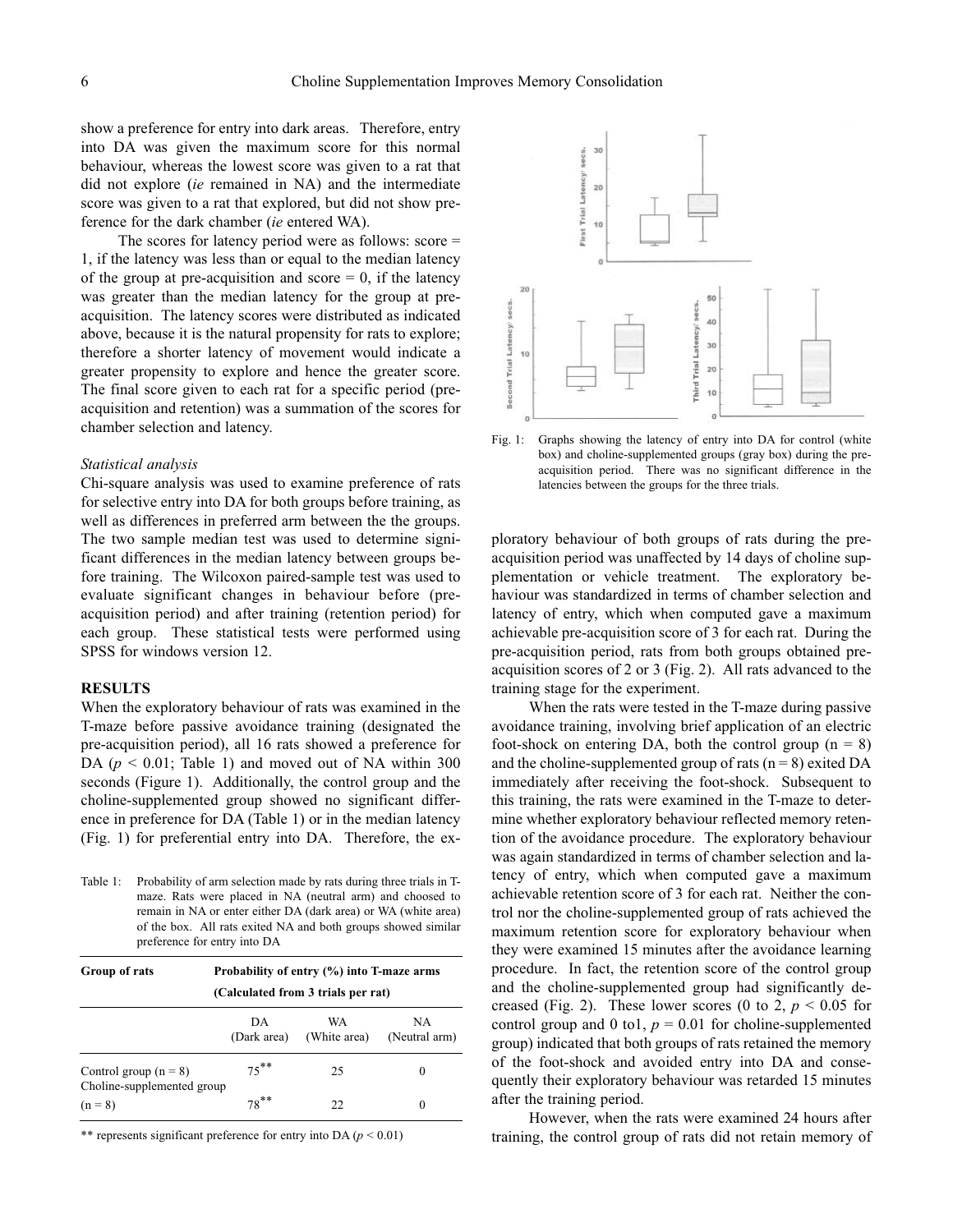show a preference for entry into dark areas. Therefore, entry into DA was given the maximum score for this normal behaviour, whereas the lowest score was given to a rat that did not explore (*ie* remained in NA) and the intermediate score was given to a rat that explored, but did not show preference for the dark chamber (*ie* entered WA).

The scores for latency period were as follows: score = 1, if the latency was less than or equal to the median latency of the group at pre-acquisition and score = 0, if the latency was greater than the median latency for the group at pre-acquisition. The latency scores were distributed as indicated above, because it is the natural propensity for rats to explore; therefore a shorter latency of movement would indicate a greater propensity to explore and hence the greater score. The final score given to each rat for a specific period (pre-acquisition and retention) was a summation of the scores for chamber selection and latency.

*Statistical analysis*

Chi-square analysis was used to examine preference of rats for selective entry into DA for both groups before training, as well as differences in preferred arm between the the groups. The two sample median test was used to determine significant differences in the median latency between groups before training. The Wilcoxon paired-sample test was used to evaluate significant changes in behaviour before (pre-acquisition period) and after training (retention period) for each group. These statistical tests were performed using SPSS for windows version 12.

## RESULTS

When the exploratory behaviour of rats was examined in the T-maze before passive avoidance training (designated the pre-acquisition period), all 16 rats showed a preference for DA ($p < 0.01$; Table 1) and moved out of NA within 300 seconds (Figure 1). Additionally, the control group and the choline-supplemented group showed no significant difference in preference for DA (Table 1) or in the median latency (Fig. 1) for preferential entry into DA. Therefore, the exploratory behaviour of both groups of rats during the pre-acquisition period was unaffected by 14 days of choline supplementation or vehicle treatment. The exploratory behaviour was standardized in terms of chamber selection and latency of entry, which when computed gave a maximum achievable pre-acquisition score of 3 for each rat. During the pre-acquisition period, rats from both groups obtained pre-acquisition scores of 2 or 3 (Fig. 2). All rats advanced to the training stage for the experiment.

Table 1: Probability of arm selection made by rats during three trials in T-maze. Rats were placed in NA (neutral arm) and choosed to remain in NA or enter either DA (dark area) or WA (white area) of the box. All rats exited NA and both groups showed similar preference for entry into DA

| Group of rats | Probability of entry (%) into T-maze arms (Calculated from 3 trials per rat) | | |
|---|---|---|---|
| | DA (Dark area) | WA (White area) | NA (Neutral arm) |
| Control group (n = 8) | 75** | 25 | 0 |
| Choline-supplemented group (n = 8) | 78** | 22 | 0 |

** represents significant preference for entry into DA ($p < 0.01$)

Fig. 1: Graphs showing the latency of entry into DA for control (white box) and choline-supplemented groups (gray box) during the pre-acquisition period. There was no significant difference in the latencies between the groups for the three trials.

When the rats were tested in the T-maze during passive avoidance training, involving brief application of an electric foot-shock on entering DA, both the control group (n = 8) and the choline-supplemented group of rats (n = 8) exited DA immediately after receiving the foot-shock. Subsequent to this training, the rats were examined in the T-maze to determine whether exploratory behaviour reflected memory retention of the avoidance procedure. The exploratory behaviour was again standardized in terms of chamber selection and latency of entry, which when computed gave a maximum achievable retention score of 3 for each rat. Neither the control nor the choline-supplemented group of rats achieved the maximum retention score for exploratory behaviour when they were examined 15 minutes after the avoidance learning procedure. In fact, the retention score of the control group and the choline-supplemented group had significantly decreased (Fig. 2). These lower scores (0 to 2, $p < 0.05$ for control group and 0 to1, $p = 0.01$ for choline-supplemented group) indicated that both groups of rats retained the memory of the foot-shock and avoided entry into DA and consequently their exploratory behaviour was retarded 15 minutes after the training period.

However, when the rats were examined 24 hours after training, the control group of rats did not retain memory of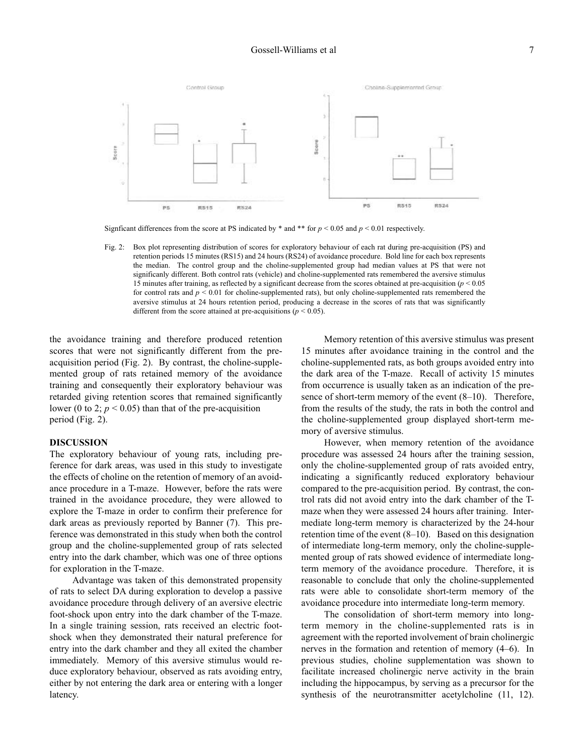Signficant differences from the score at PS indicated by * and ** for $p < 0.05$ and $p < 0.01$ respectively.

Fig. 2: Box plot representing distribution of scores for exploratory behaviour of each rat during pre-acquisition (PS) and retention periods 15 minutes (RS15) and 24 hours (RS24) of avoidance procedure. Bold line for each box represents the median. The control group and the choline-supplemented group had median values at PS that were not significanly different. Both control rats (vehicle) and choline-supplemented rats remembered the aversive stimulus 15 minutes after training, as reflected by a significant decrease from the scores obtained at pre-acquisition ($p < 0.05$ for control rats and $p < 0.01$ for choline-supplemented rats), but only choline-supplemented rats remembered the aversive stimulus at 24 hours retention period, producing a decrease in the scores of rats that was significantly different from the score attained at pre-acquisitions ($p < 0.05$).

the avoidance training and therefore produced retention scores that were not significantly different from the pre-acquisition period (Fig. 2). By contrast, the choline-supplemented group of rats retained memory of the avoidance training and consequently their exploratory behaviour was retarded giving retention scores that remained significantly lower (0 to 2; $p < 0.05$) than that of the pre-acquisition period (Fig. 2).

## DISCUSSION

The exploratory behaviour of young rats, including preference for dark areas, was used in this study to investigate the effects of choline on the retention of memory of an avoidance procedure in a T-maze. However, before the rats were trained in the avoidance procedure, they were allowed to explore the T-maze in order to confirm their preference for dark areas as previously reported by Banner (7). This preference was demonstrated in this study when both the control group and the choline-supplemented group of rats selected entry into the dark chamber, which was one of three options for exploration in the T-maze.

Advantage was taken of this demonstrated propensity of rats to select DA during exploration to develop a passive avoidance procedure through delivery of an aversive electric foot-shock upon entry into the dark chamber of the T-maze. In a single training session, rats received an electric foot-shock when they demonstrated their natural preference for entry into the dark chamber and they all exited the chamber immediately. Memory of this aversive stimulus would reduce exploratory behaviour, observed as rats avoiding entry, either by not entering the dark area or entering with a longer latency.

Memory retention of this aversive stimulus was present 15 minutes after avoidance training in the control and the choline-supplemented rats, as both groups avoided entry into the dark area of the T-maze. Recall of activity 15 minutes from occurrence is usually taken as an indication of the presence of short-term memory of the event (8–10). Therefore, from the results of the study, the rats in both the control and the choline-supplemented group displayed short-term memory of aversive stimulus.

However, when memory retention of the avoidance procedure was assessed 24 hours after the training session, only the choline-supplemented group of rats avoided entry, indicating a significantly reduced exploratory behaviour compared to the pre-acquisition period. By contrast, the control rats did not avoid entry into the dark chamber of the T-maze when they were assessed 24 hours after training. Intermediate long-term memory is characterized by the 24-hour retention time of the event (8–10). Based on this designation of intermediate long-term memory, only the choline-supplemented group of rats showed evidence of intermediate long-term memory of the avoidance procedure. Therefore, it is reasonable to conclude that only the choline-supplemented rats were able to consolidate short-term memory of the avoidance procedure into intermediate long-term memory.

The consolidation of short-term memory into long-term memory in the choline-supplemented rats is in agreement with the reported involvement of brain cholinergic nerves in the formation and retention of memory (4–6). In previous studies, choline supplementation was shown to facilitate increased cholinergic nerve activity in the brain including the hippocampus, by serving as a precursor for the synthesis of the neurotransmitter acetylcholine (11, 12).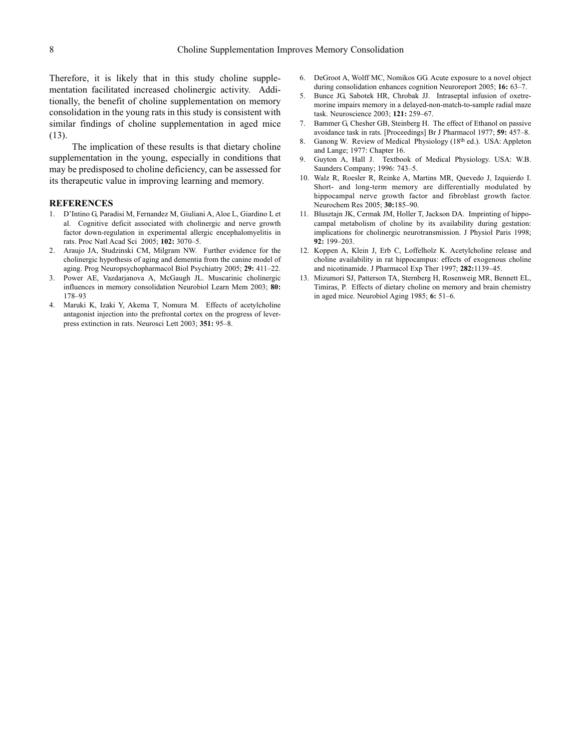Therefore, it is likely that in this study choline supplementation facilitated increased cholinergic activity. Additionally, the benefit of choline supplementation on memory consolidation in the young rats in this study is consistent with similar findings of choline supplementation in aged mice (13).

The implication of these results is that dietary choline supplementation in the young, especially in conditions that may be predisposed to choline deficiency, can be assessed for its therapeutic value in improving learning and memory.

## REFERENCES

1. D'Intino G, Paradisi M, Fernandez M, Giuliani A, Aloe L, Giardino L et al. Cognitive deficit associated with cholinergic and nerve growth factor down-regulation in experimental allergic encephalomyelitis in rats. Proc Natl Acad Sci 2005; **102:** 3070–5.
2. Araujo JA, Studzinski CM, Milgram NW. Further evidence for the cholinergic hypothesis of aging and dementia from the canine model of aging. Prog Neuropsychopharmacol Biol Psychiatry 2005; **29:** 411–22.
3. Power AE, Vazdarjanova A, McGaugh JL. Muscarinic cholinergic influences in memory consolidation Neurobiol Learn Mem 2003; **80:** 178–93
4. Maruki K, Izaki Y, Akema T, Nomura M. Effects of acetylcholine antagonist injection into the prefrontal cortex on the progress of lever-press extinction in rats. Neurosci Lett 2003; **351:** 95–8.
6. DeGroot A, Wolff MC, Nomikos GG. Acute exposure to a novel object during consolidation enhances cognition Neuroreport 2005; **16:** 63–7.
5. Bunce JG, Sabotek HR, Chrobak JJ. Intraseptal infusion of oxetremorine impairs memory in a delayed-non-match-to-sample radial maze task. Neuroscience 2003; **121:** 259–67.
7. Bammer G, Chesher GB, Steinberg H. The effect of Ethanol on passive avoidance task in rats. [Proceedings] Br J Pharmacol 1977; **59:** 457–8.
8. Ganong W. Review of Medical Physiology (18th ed.). USA: Appleton and Lange; 1977: Chapter 16.
9. Guyton A, Hall J. Textbook of Medical Physiology. USA: W.B. Saunders Company; 1996: 743–5.
10. Walz R, Roesler R, Reinke A, Martins MR, Quevedo J, Izquierdo I. Short- and long-term memory are differentially modulated by hippocampal nerve growth factor and fibroblast growth factor. Neurochem Res 2005; **30:**185–90.
11. Blusztajn JK, Cermak JM, Holler T, Jackson DA. Imprinting of hippocampal metabolism of choline by its availability during gestation: implications for cholinergic neurotransmission. J Physiol Paris 1998; **92:** 199–203.
12. Koppen A, Klein J, Erb C, Loffelholz K. Acetylcholine release and choline availability in rat hippocampus: effects of exogenous choline and nicotinamide. J Pharmacol Exp Ther 1997; **282:**1139–45.
13. Mizumori SJ, Patterson TA, Sternberg H, Rosenweig MR, Bennett EL, Timiras, P. Effects of dietary choline on memory and brain chemistry in aged mice. Neurobiol Aging 1985; **6:** 51–6.